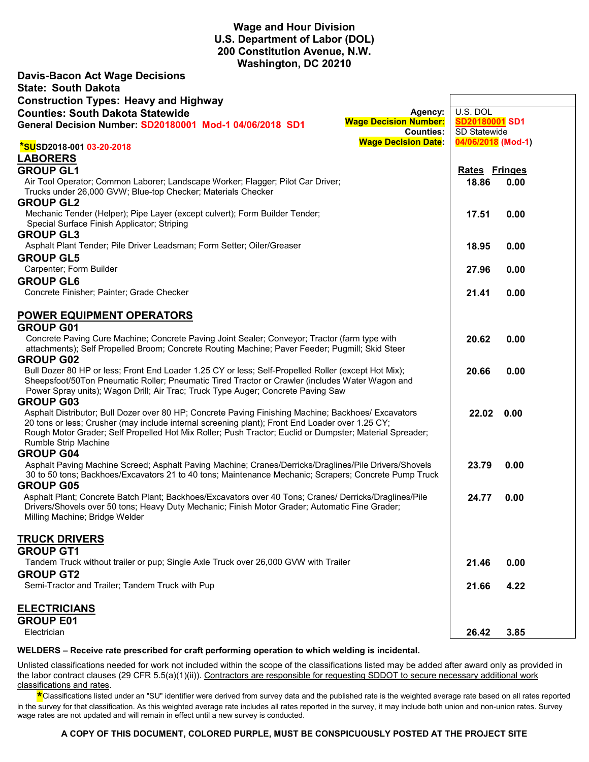**Wage and Hour Division**
**U.S. Department of Labor (DOL)**
**200 Constitution Avenue, N.W.**
**Washington, DC 20210**

**Davis-Bacon Act Wage Decisions**
**State: South Dakota**
**Construction Types: Heavy and Highway**
**Counties: South Dakota Statewide**
**General Decision Number: SD20180001 Mod-1 04/06/2018 SD1**

| | |
|---|---|
| **Agency:** | U.S. DOL |
| **Wage Decision Number:** | SD20180001 SD1 |
| **Counties:** | SD Statewide |
| **Wage Decision Date:** | 04/06/2018 (Mod-1) |

**\*SUSD2018-001 03-20-2018**

| Classification | Rates | Fringes |
|---|---|---|
| **LABORERS** | | |
| **GROUP GL1** | | |
| Air Tool Operator; Common Laborer; Landscape Worker; Flagger; Pilot Car Driver; Trucks under 26,000 GVW; Blue-top Checker; Materials Checker | 18.86 | 0.00 |
| **GROUP GL2** | | |
| Mechanic Tender (Helper); Pipe Layer (except culvert); Form Builder Tender; Special Surface Finish Applicator; Striping | 17.51 | 0.00 |
| **GROUP GL3** | | |
| Asphalt Plant Tender; Pile Driver Leadsman; Form Setter; Oiler/Greaser | 18.95 | 0.00 |
| **GROUP GL5** | | |
| Carpenter; Form Builder | 27.96 | 0.00 |
| **GROUP GL6** | | |
| Concrete Finisher; Painter; Grade Checker | 21.41 | 0.00 |
| **POWER EQUIPMENT OPERATORS** | | |
| **GROUP G01** | | |
| Concrete Paving Cure Machine; Concrete Paving Joint Sealer; Conveyor; Tractor (farm type with attachments); Self Propelled Broom; Concrete Routing Machine; Paver Feeder; Pugmill; Skid Steer | 20.62 | 0.00 |
| **GROUP G02** | | |
| Bull Dozer 80 HP or less; Front End Loader 1.25 CY or less; Self-Propelled Roller (except Hot Mix); Sheepsfoot/50Ton Pneumatic Roller; Pneumatic Tired Tractor or Crawler (includes Water Wagon and Power Spray units); Wagon Drill; Air Trac; Truck Type Auger; Concrete Paving Saw | 20.66 | 0.00 |
| **GROUP G03** | | |
| Asphalt Distributor; Bull Dozer over 80 HP; Concrete Paving Finishing Machine; Backhoes/ Excavators 20 tons or less; Crusher (may include internal screening plant); Front End Loader over 1.25 CY; Rough Motor Grader; Self Propelled Hot Mix Roller; Push Tractor; Euclid or Dumpster; Material Spreader; Rumble Strip Machine | 22.02 | 0.00 |
| **GROUP G04** | | |
| Asphalt Paving Machine Screed; Asphalt Paving Machine; Cranes/Derricks/Draglines/Pile Drivers/Shovels 30 to 50 tons; Backhoes/Excavators 21 to 40 tons; Maintenance Mechanic; Scrapers; Concrete Pump Truck | 23.79 | 0.00 |
| **GROUP G05** | | |
| Asphalt Plant; Concrete Batch Plant; Backhoes/Excavators over 40 Tons; Cranes/ Derricks/Draglines/Pile Drivers/Shovels over 50 tons; Heavy Duty Mechanic; Finish Motor Grader; Automatic Fine Grader; Milling Machine; Bridge Welder | 24.77 | 0.00 |
| **TRUCK DRIVERS** | | |
| **GROUP GT1** | | |
| Tandem Truck without trailer or pup; Single Axle Truck over 26,000 GVW with Trailer | 21.46 | 0.00 |
| **GROUP GT2** | | |
| Semi-Tractor and Trailer; Tandem Truck with Pup | 21.66 | 4.22 |
| **ELECTRICIANS** | | |
| **GROUP E01** | | |
| Electrician | 26.42 | 3.85 |

**WELDERS – Receive rate prescribed for craft performing operation to which welding is incidental.**

Unlisted classifications needed for work not included within the scope of the classifications listed may be added after award only as provided in the labor contract clauses (29 CFR 5.5(a)(1)(ii)). Contractors are responsible for requesting SDDOT to secure necessary additional work classifications and rates.

*Classifications listed under an "SU" identifier were derived from survey data and the published rate is the weighted average rate based on all rates reported in the survey for that classification. As this weighted average rate includes all rates reported in the survey, it may include both union and non-union rates. Survey wage rates are not updated and will remain in effect until a new survey is conducted.

**A COPY OF THIS DOCUMENT, COLORED PURPLE, MUST BE CONSPICUOUSLY POSTED AT THE PROJECT SITE**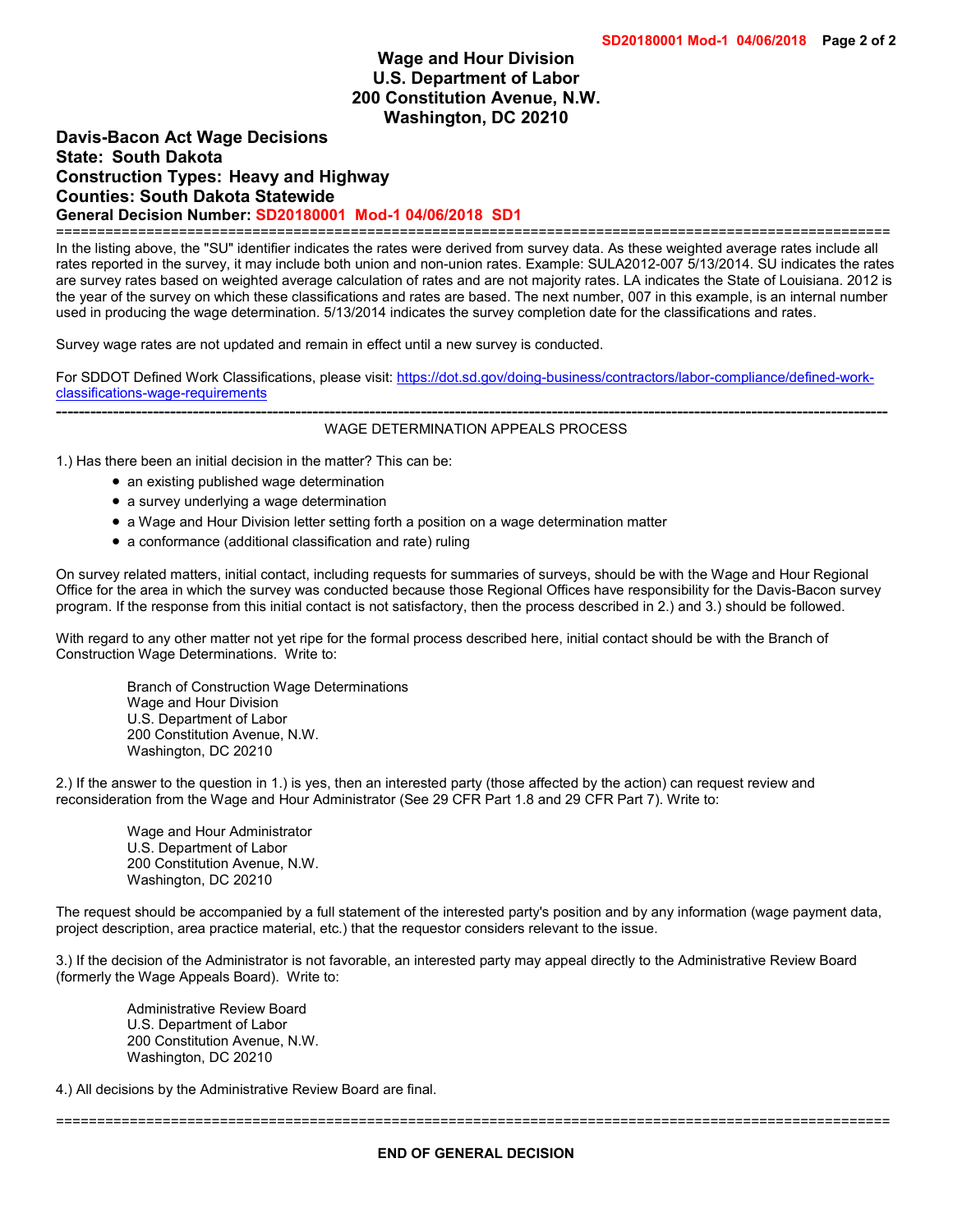**Wage and Hour Division**
**U.S. Department of Labor**
**200 Constitution Avenue, N.W.**
**Washington, DC 20210**

**Davis-Bacon Act Wage Decisions**
**State: South Dakota**
**Construction Types: Heavy and Highway**
**Counties: South Dakota Statewide**
**General Decision Number: SD20180001 Mod-1 04/06/2018 SD1**

---

In the listing above, the "SU" identifier indicates the rates were derived from survey data. As these weighted average rates include all rates reported in the survey, it may include both union and non-union rates. Example: SULA2012-007 5/13/2014. SU indicates the rates are survey rates based on weighted average calculation of rates and are not majority rates. LA indicates the State of Louisiana. 2012 is the year of the survey on which these classifications and rates are based. The next number, 007 in this example, is an internal number used in producing the wage determination. 5/13/2014 indicates the survey completion date for the classifications and rates.

Survey wage rates are not updated and remain in effect until a new survey is conducted.

For SDDOT Defined Work Classifications, please visit: https://dot.sd.gov/doing-business/contractors/labor-compliance/defined-work-classifications-wage-requirements

---

WAGE DETERMINATION APPEALS PROCESS

1.) Has there been an initial decision in the matter? This can be:

- an existing published wage determination
- a survey underlying a wage determination
- a Wage and Hour Division letter setting forth a position on a wage determination matter
- a conformance (additional classification and rate) ruling

On survey related matters, initial contact, including requests for summaries of surveys, should be with the Wage and Hour Regional Office for the area in which the survey was conducted because those Regional Offices have responsibility for the Davis-Bacon survey program. If the response from this initial contact is not satisfactory, then the process described in 2.) and 3.) should be followed.

With regard to any other matter not yet ripe for the formal process described here, initial contact should be with the Branch of Construction Wage Determinations. Write to:

Branch of Construction Wage Determinations
Wage and Hour Division
U.S. Department of Labor
200 Constitution Avenue, N.W.
Washington, DC 20210

2.) If the answer to the question in 1.) is yes, then an interested party (those affected by the action) can request review and reconsideration from the Wage and Hour Administrator (See 29 CFR Part 1.8 and 29 CFR Part 7). Write to:

Wage and Hour Administrator
U.S. Department of Labor
200 Constitution Avenue, N.W.
Washington, DC 20210

The request should be accompanied by a full statement of the interested party's position and by any information (wage payment data, project description, area practice material, etc.) that the requestor considers relevant to the issue.

3.) If the decision of the Administrator is not favorable, an interested party may appeal directly to the Administrative Review Board (formerly the Wage Appeals Board). Write to:

Administrative Review Board
U.S. Department of Labor
200 Constitution Avenue, N.W.
Washington, DC 20210

4.) All decisions by the Administrative Review Board are final.

---

**END OF GENERAL DECISION**